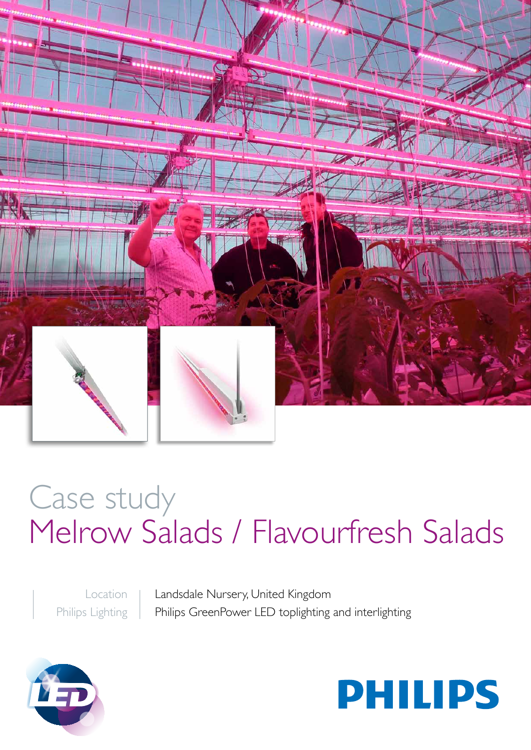# Case study

# Melrow Salads / Flavourfresh Salads

| | |
|---|---|
| Location | Landsdale Nursery, United Kingdom |
| Philips Lighting | Philips GreenPower LED toplighting and interlighting |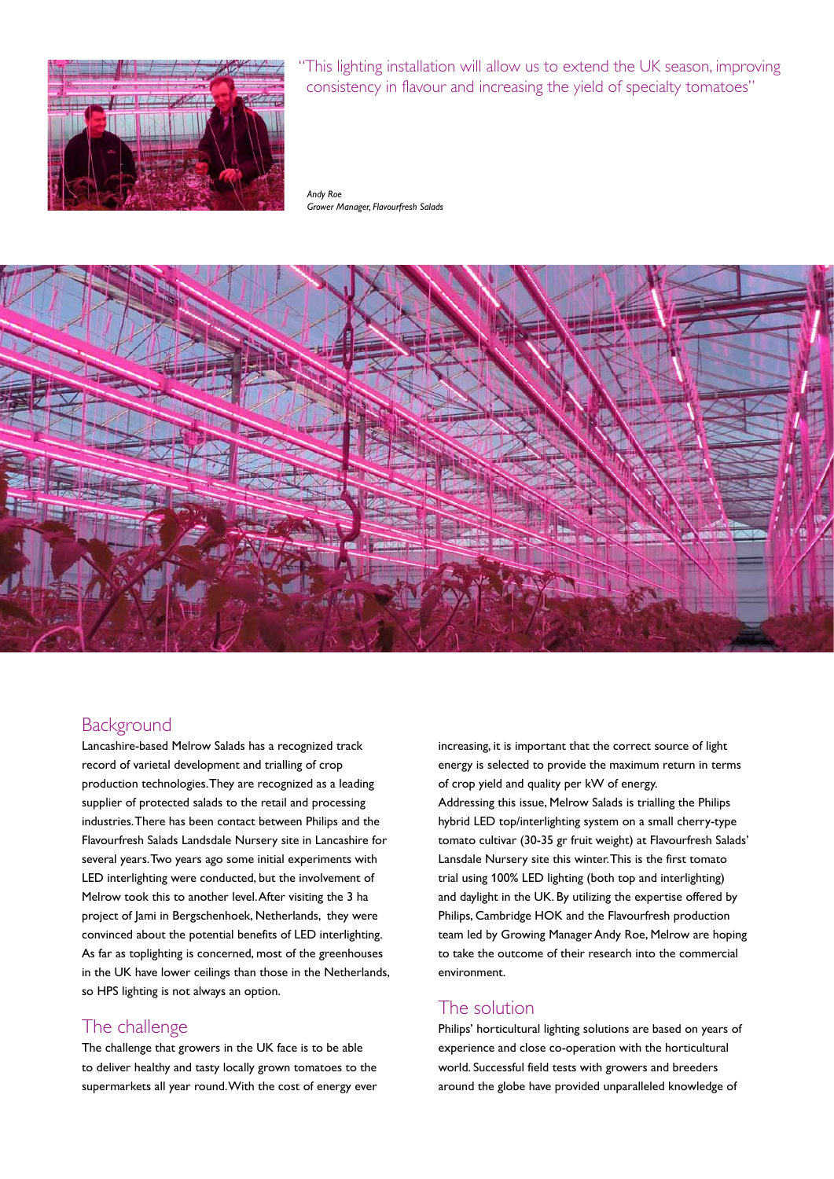"This lighting installation will allow us to extend the UK season, improving consistency in flavour and increasing the yield of specialty tomatoes"

*Andy Roe*
*Grower Manager, Flavourfresh Salads*

## Background

Lancashire-based Melrow Salads has a recognized track record of varietal development and trialling of crop production technologies. They are recognized as a leading supplier of protected salads to the retail and processing industries. There has been contact between Philips and the Flavourfresh Salads Landsdale Nursery site in Lancashire for several years. Two years ago some initial experiments with LED interlighting were conducted, but the involvement of Melrow took this to another level. After visiting the 3 ha project of Jami in Bergschenhoek, Netherlands, they were convinced about the potential benefits of LED interlighting. As far as toplighting is concerned, most of the greenhouses in the UK have lower ceilings than those in the Netherlands, so HPS lighting is not always an option.

## The challenge

The challenge that growers in the UK face is to be able to deliver healthy and tasty locally grown tomatoes to the supermarkets all year round. With the cost of energy ever increasing, it is important that the correct source of light energy is selected to provide the maximum return in terms of crop yield and quality per kW of energy.

Addressing this issue, Melrow Salads is trialling the Philips hybrid LED top/interlighting system on a small cherry-type tomato cultivar (30-35 gr fruit weight) at Flavourfresh Salads' Lansdale Nursery site this winter. This is the first tomato trial using 100% LED lighting (both top and interlighting) and daylight in the UK. By utilizing the expertise offered by Philips, Cambridge HOK and the Flavourfresh production team led by Growing Manager Andy Roe, Melrow are hoping to take the outcome of their research into the commercial environment.

## The solution

Philips' horticultural lighting solutions are based on years of experience and close co-operation with the horticultural world. Successful field tests with growers and breeders around the globe have provided unparalleled knowledge of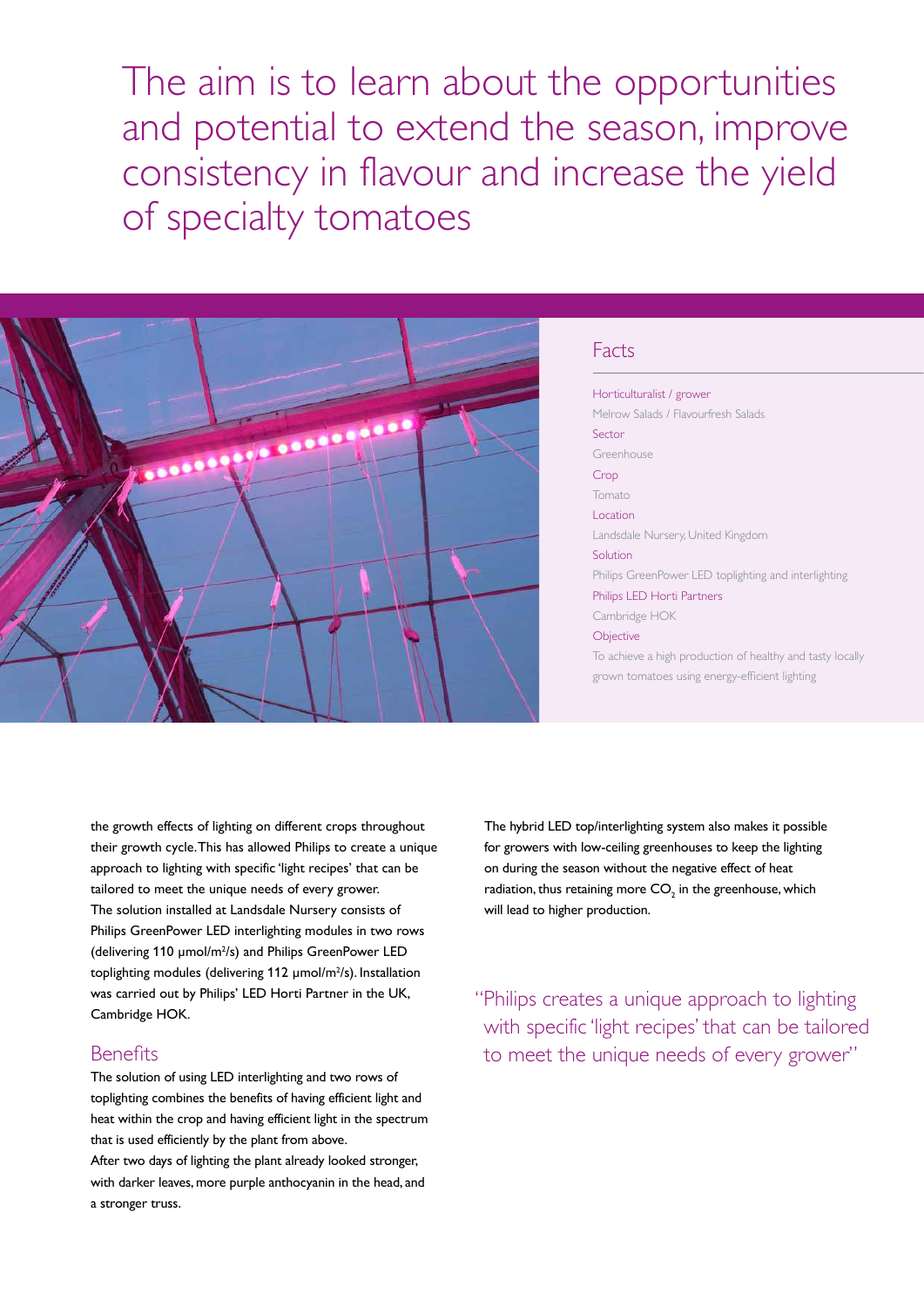# The aim is to learn about the opportunities and potential to extend the season, improve consistency in flavour and increase the yield of specialty tomatoes

## Facts

**Horticulturalist / grower**
Melrow Salads / Flavourfresh Salads

**Sector**
Greenhouse

**Crop**
Tomato

**Location**
Landsdale Nursery, United Kingdom

**Solution**
Philips GreenPower LED toplighting and interlighting

**Philips LED Horti Partners**
Cambridge HOK

**Objective**
To achieve a high production of healthy and tasty locally grown tomatoes using energy-efficient lighting

the growth effects of lighting on different crops throughout their growth cycle. This has allowed Philips to create a unique approach to lighting with specific 'light recipes' that can be tailored to meet the unique needs of every grower.
The solution installed at Landsdale Nursery consists of Philips GreenPower LED interlighting modules in two rows (delivering 110 μmol/m²/s) and Philips GreenPower LED toplighting modules (delivering 112 μmol/m²/s). Installation was carried out by Philips' LED Horti Partner in the UK, Cambridge HOK.

## Benefits

The solution of using LED interlighting and two rows of toplighting combines the benefits of having efficient light and heat within the crop and having efficient light in the spectrum that is used efficiently by the plant from above.
After two days of lighting the plant already looked stronger, with darker leaves, more purple anthocyanin in the head, and a stronger truss.

The hybrid LED top/interlighting system also makes it possible for growers with low-ceiling greenhouses to keep the lighting on during the season without the negative effect of heat radiation, thus retaining more $CO_2$ in the greenhouse, which will lead to higher production.

> "Philips creates a unique approach to lighting with specific 'light recipes' that can be tailored to meet the unique needs of every grower"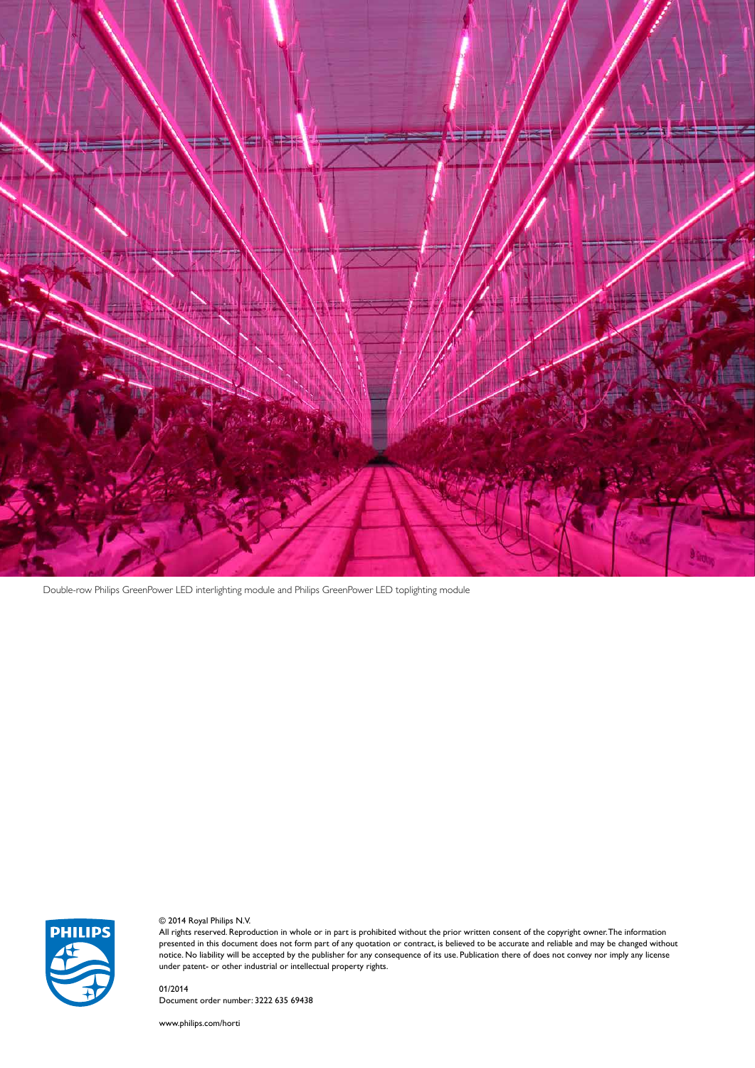Double-row Philips GreenPower LED interlighting module and Philips GreenPower LED toplighting module

© 2014 Royal Philips N.V.
All rights reserved. Reproduction in whole or in part is prohibited without the prior written consent of the copyright owner. The information presented in this document does not form part of any quotation or contract, is believed to be accurate and reliable and may be changed without notice. No liability will be accepted by the publisher for any consequence of its use. Publication there of does not convey nor imply any license under patent- or other industrial or intellectual property rights.

01/2014
Document order number: 3222 635 69438

www.philips.com/horti